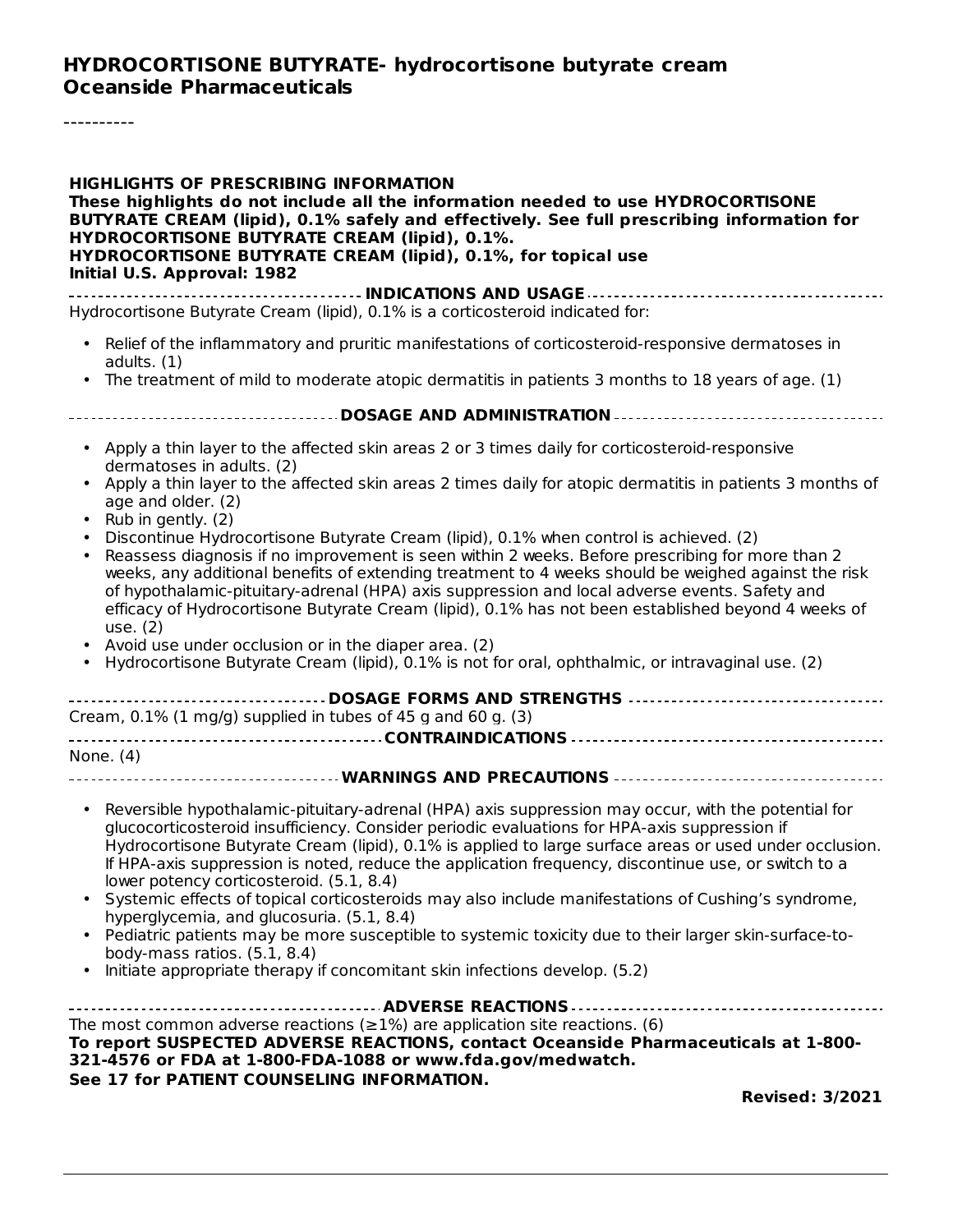# HYDROCORTISONE BUTYRATE- hydrocortisone butyrate cream
# Oceanside Pharmaceuticals

----------

## HIGHLIGHTS OF PRESCRIBING INFORMATION

**These highlights do not include all the information needed to use HYDROCORTISONE BUTYRATE CREAM (lipid), 0.1% safely and effectively. See full prescribing information for HYDROCORTISONE BUTYRATE CREAM (lipid), 0.1%.**

**HYDROCORTISONE BUTYRATE CREAM (lipid), 0.1%, for topical use**

**Initial U.S. Approval: 1982**

### INDICATIONS AND USAGE

Hydrocortisone Butyrate Cream (lipid), 0.1% is a corticosteroid indicated for:

- Relief of the inflammatory and pruritic manifestations of corticosteroid-responsive dermatoses in adults. (1)
- The treatment of mild to moderate atopic dermatitis in patients 3 months to 18 years of age. (1)

### DOSAGE AND ADMINISTRATION

- Apply a thin layer to the affected skin areas 2 or 3 times daily for corticosteroid-responsive dermatoses in adults. (2)
- Apply a thin layer to the affected skin areas 2 times daily for atopic dermatitis in patients 3 months of age and older. (2)
- Rub in gently. (2)
- Discontinue Hydrocortisone Butyrate Cream (lipid), 0.1% when control is achieved. (2)
- Reassess diagnosis if no improvement is seen within 2 weeks. Before prescribing for more than 2 weeks, any additional benefits of extending treatment to 4 weeks should be weighed against the risk of hypothalamic-pituitary-adrenal (HPA) axis suppression and local adverse events. Safety and efficacy of Hydrocortisone Butyrate Cream (lipid), 0.1% has not been established beyond 4 weeks of use. (2)
- Avoid use under occlusion or in the diaper area. (2)
- Hydrocortisone Butyrate Cream (lipid), 0.1% is not for oral, ophthalmic, or intravaginal use. (2)

### DOSAGE FORMS AND STRENGTHS

Cream, 0.1% (1 mg/g) supplied in tubes of 45 g and 60 g. (3)

### CONTRAINDICATIONS

None. (4)

### WARNINGS AND PRECAUTIONS

- Reversible hypothalamic-pituitary-adrenal (HPA) axis suppression may occur, with the potential for glucocorticosteroid insufficiency. Consider periodic evaluations for HPA-axis suppression if Hydrocortisone Butyrate Cream (lipid), 0.1% is applied to large surface areas or used under occlusion. If HPA-axis suppression is noted, reduce the application frequency, discontinue use, or switch to a lower potency corticosteroid. (5.1, 8.4)
- Systemic effects of topical corticosteroids may also include manifestations of Cushing's syndrome, hyperglycemia, and glucosuria. (5.1, 8.4)
- Pediatric patients may be more susceptible to systemic toxicity due to their larger skin-surface-to-body-mass ratios. (5.1, 8.4)
- Initiate appropriate therapy if concomitant skin infections develop. (5.2)

### ADVERSE REACTIONS

The most common adverse reactions (≥1%) are application site reactions. (6)

**To report SUSPECTED ADVERSE REACTIONS, contact Oceanside Pharmaceuticals at 1-800-321-4576 or FDA at 1-800-FDA-1088 or www.fda.gov/medwatch.**

**See 17 for PATIENT COUNSELING INFORMATION.**

**Revised: 3/2021**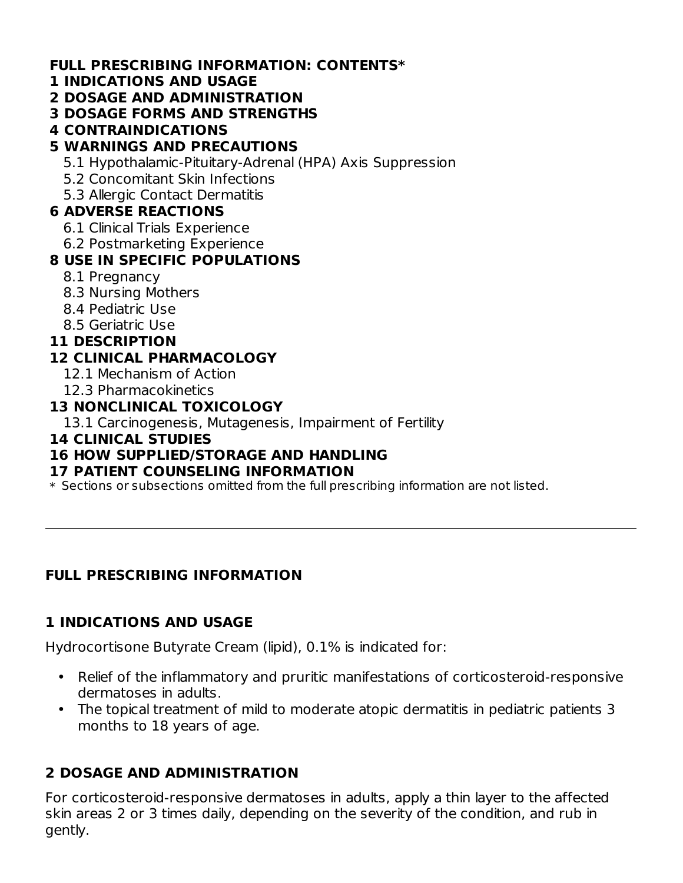**FULL PRESCRIBING INFORMATION: CONTENTS***

**1 INDICATIONS AND USAGE**

**2 DOSAGE AND ADMINISTRATION**

**3 DOSAGE FORMS AND STRENGTHS**

**4 CONTRAINDICATIONS**

**5 WARNINGS AND PRECAUTIONS**

- 5.1 Hypothalamic-Pituitary-Adrenal (HPA) Axis Suppression
- 5.2 Concomitant Skin Infections
- 5.3 Allergic Contact Dermatitis

**6 ADVERSE REACTIONS**

- 6.1 Clinical Trials Experience
- 6.2 Postmarketing Experience

**8 USE IN SPECIFIC POPULATIONS**

- 8.1 Pregnancy
- 8.3 Nursing Mothers
- 8.4 Pediatric Use
- 8.5 Geriatric Use

**11 DESCRIPTION**

**12 CLINICAL PHARMACOLOGY**

- 12.1 Mechanism of Action
- 12.3 Pharmacokinetics

**13 NONCLINICAL TOXICOLOGY**

- 13.1 Carcinogenesis, Mutagenesis, Impairment of Fertility

**14 CLINICAL STUDIES**

**16 HOW SUPPLIED/STORAGE AND HANDLING**

**17 PATIENT COUNSELING INFORMATION**

* Sections or subsections omitted from the full prescribing information are not listed.

---

## FULL PRESCRIBING INFORMATION

## 1 INDICATIONS AND USAGE

Hydrocortisone Butyrate Cream (lipid), 0.1% is indicated for:

- Relief of the inflammatory and pruritic manifestations of corticosteroid-responsive dermatoses in adults.
- The topical treatment of mild to moderate atopic dermatitis in pediatric patients 3 months to 18 years of age.

## 2 DOSAGE AND ADMINISTRATION

For corticosteroid-responsive dermatoses in adults, apply a thin layer to the affected skin areas 2 or 3 times daily, depending on the severity of the condition, and rub in gently.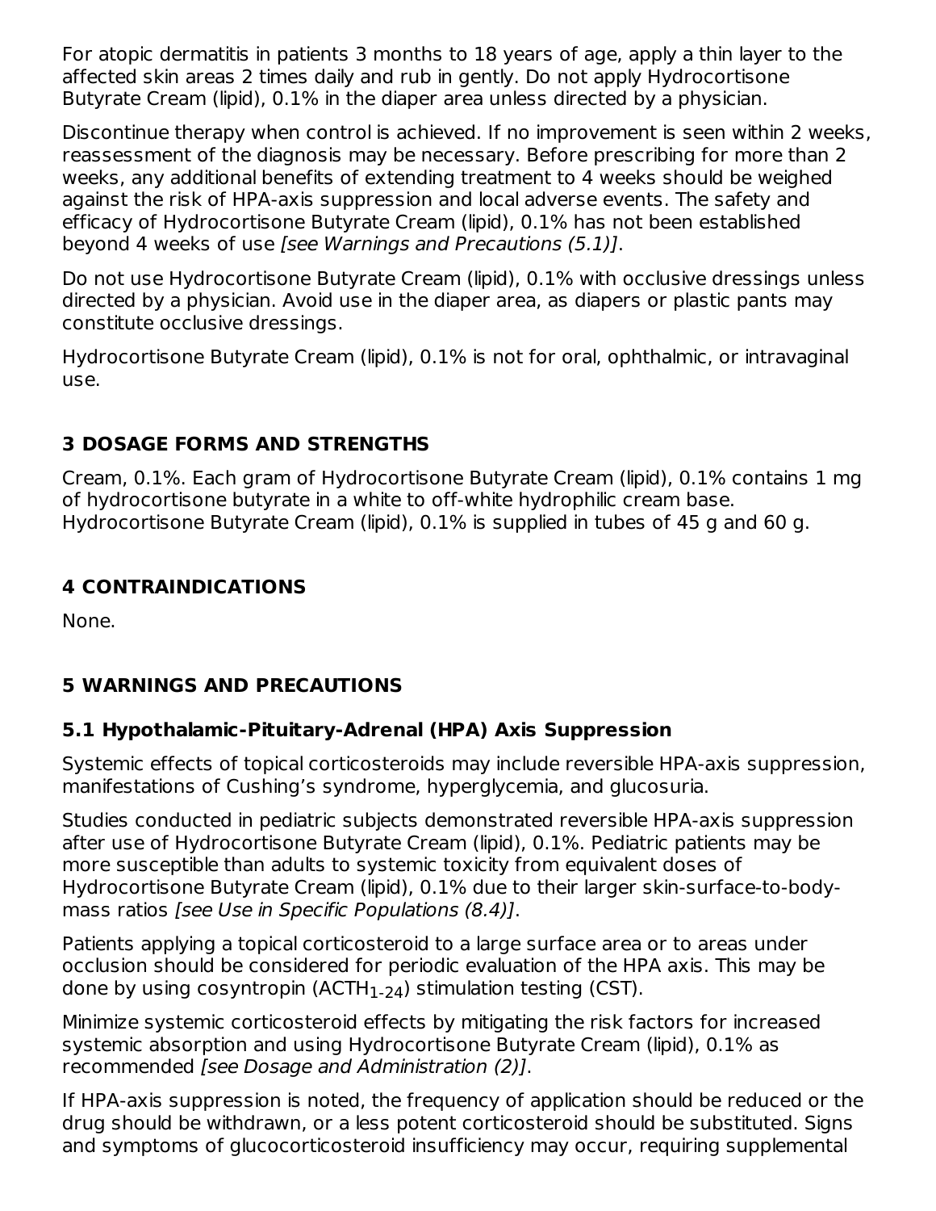For atopic dermatitis in patients 3 months to 18 years of age, apply a thin layer to the affected skin areas 2 times daily and rub in gently. Do not apply Hydrocortisone Butyrate Cream (lipid), 0.1% in the diaper area unless directed by a physician.

Discontinue therapy when control is achieved. If no improvement is seen within 2 weeks, reassessment of the diagnosis may be necessary. Before prescribing for more than 2 weeks, any additional benefits of extending treatment to 4 weeks should be weighed against the risk of HPA-axis suppression and local adverse events. The safety and efficacy of Hydrocortisone Butyrate Cream (lipid), 0.1% has not been established beyond 4 weeks of use *[see Warnings and Precautions (5.1)]*.

Do not use Hydrocortisone Butyrate Cream (lipid), 0.1% with occlusive dressings unless directed by a physician. Avoid use in the diaper area, as diapers or plastic pants may constitute occlusive dressings.

Hydrocortisone Butyrate Cream (lipid), 0.1% is not for oral, ophthalmic, or intravaginal use.

## 3 DOSAGE FORMS AND STRENGTHS

Cream, 0.1%. Each gram of Hydrocortisone Butyrate Cream (lipid), 0.1% contains 1 mg of hydrocortisone butyrate in a white to off-white hydrophilic cream base. Hydrocortisone Butyrate Cream (lipid), 0.1% is supplied in tubes of 45 g and 60 g.

## 4 CONTRAINDICATIONS

None.

## 5 WARNINGS AND PRECAUTIONS

### 5.1 Hypothalamic-Pituitary-Adrenal (HPA) Axis Suppression

Systemic effects of topical corticosteroids may include reversible HPA-axis suppression, manifestations of Cushing's syndrome, hyperglycemia, and glucosuria.

Studies conducted in pediatric subjects demonstrated reversible HPA-axis suppression after use of Hydrocortisone Butyrate Cream (lipid), 0.1%. Pediatric patients may be more susceptible than adults to systemic toxicity from equivalent doses of Hydrocortisone Butyrate Cream (lipid), 0.1% due to their larger skin-surface-to-body-mass ratios *[see Use in Specific Populations (8.4)]*.

Patients applying a topical corticosteroid to a large surface area or to areas under occlusion should be considered for periodic evaluation of the HPA axis. This may be done by using cosyntropin ($ACTH_{1-24}$) stimulation testing (CST).

Minimize systemic corticosteroid effects by mitigating the risk factors for increased systemic absorption and using Hydrocortisone Butyrate Cream (lipid), 0.1% as recommended *[see Dosage and Administration (2)]*.

If HPA-axis suppression is noted, the frequency of application should be reduced or the drug should be withdrawn, or a less potent corticosteroid should be substituted. Signs and symptoms of glucocorticosteroid insufficiency may occur, requiring supplemental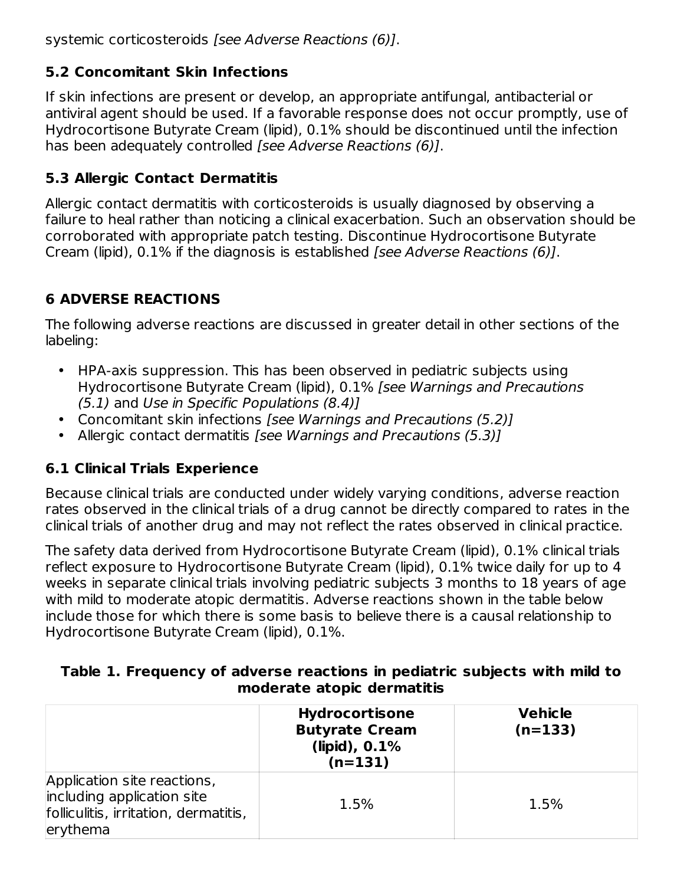systemic corticosteroids *[see Adverse Reactions (6)]*.

### 5.2 Concomitant Skin Infections

If skin infections are present or develop, an appropriate antifungal, antibacterial or antiviral agent should be used. If a favorable response does not occur promptly, use of Hydrocortisone Butyrate Cream (lipid), 0.1% should be discontinued until the infection has been adequately controlled *[see Adverse Reactions (6)]*.

### 5.3 Allergic Contact Dermatitis

Allergic contact dermatitis with corticosteroids is usually diagnosed by observing a failure to heal rather than noticing a clinical exacerbation. Such an observation should be corroborated with appropriate patch testing. Discontinue Hydrocortisone Butyrate Cream (lipid), 0.1% if the diagnosis is established *[see Adverse Reactions (6)]*.

## 6 ADVERSE REACTIONS

The following adverse reactions are discussed in greater detail in other sections of the labeling:

- HPA-axis suppression. This has been observed in pediatric subjects using Hydrocortisone Butyrate Cream (lipid), 0.1% *[see Warnings and Precautions (5.1)* and *Use in Specific Populations (8.4)]*
- Concomitant skin infections *[see Warnings and Precautions (5.2)]*
- Allergic contact dermatitis *[see Warnings and Precautions (5.3)]*

### 6.1 Clinical Trials Experience

Because clinical trials are conducted under widely varying conditions, adverse reaction rates observed in the clinical trials of a drug cannot be directly compared to rates in the clinical trials of another drug and may not reflect the rates observed in clinical practice.

The safety data derived from Hydrocortisone Butyrate Cream (lipid), 0.1% clinical trials reflect exposure to Hydrocortisone Butyrate Cream (lipid), 0.1% twice daily for up to 4 weeks in separate clinical trials involving pediatric subjects 3 months to 18 years of age with mild to moderate atopic dermatitis. Adverse reactions shown in the table below include those for which there is some basis to believe there is a causal relationship to Hydrocortisone Butyrate Cream (lipid), 0.1%.

**Table 1. Frequency of adverse reactions in pediatric subjects with mild to moderate atopic dermatitis**

| | **Hydrocortisone Butyrate Cream (lipid), 0.1% (n=131)** | **Vehicle (n=133)** |
|---|---|---|
| Application site reactions, including application site folliculitis, irritation, dermatitis, erythema | 1.5% | 1.5% |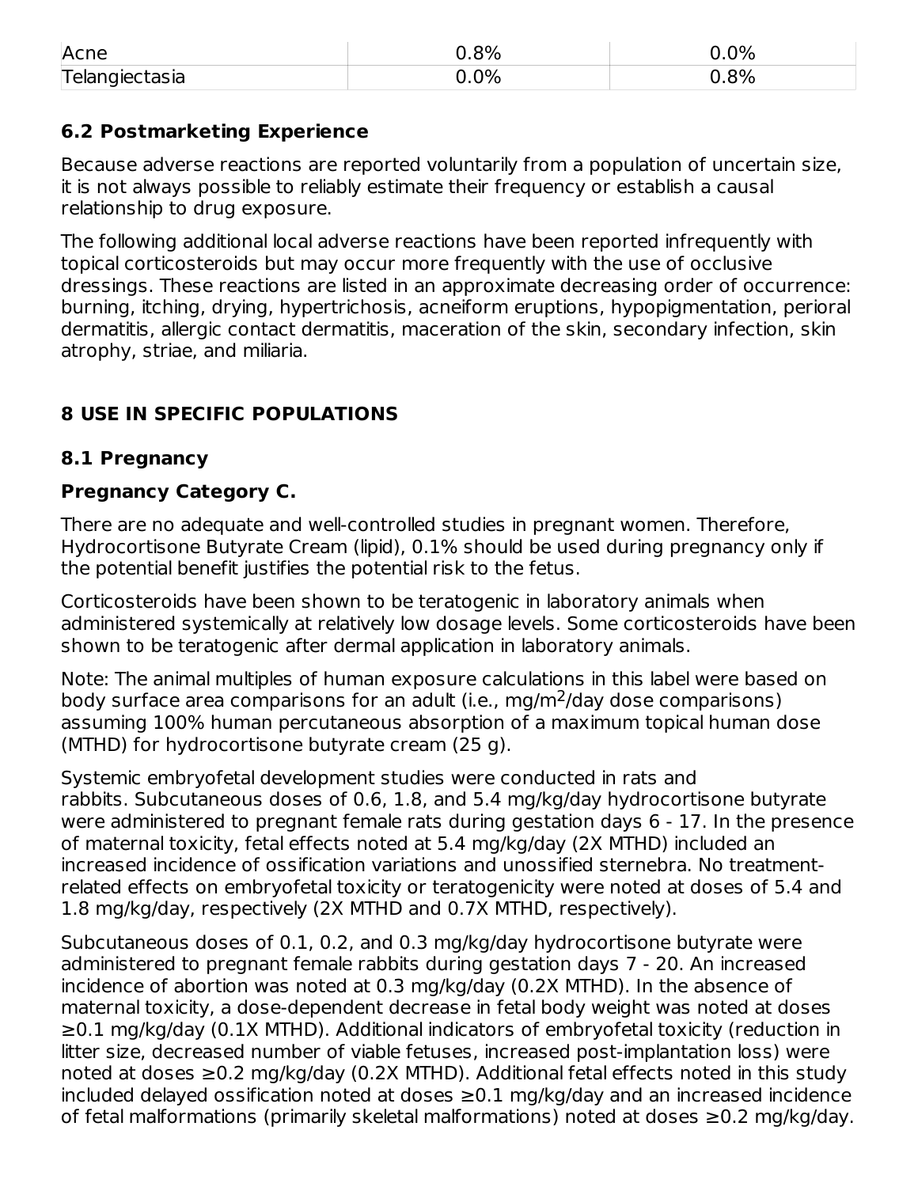| Acne | 0.8% | 0.0% |
|---|---|---|
| Telangiectasia | 0.0% | 0.8% |

### 6.2 Postmarketing Experience

Because adverse reactions are reported voluntarily from a population of uncertain size, it is not always possible to reliably estimate their frequency or establish a causal relationship to drug exposure.

The following additional local adverse reactions have been reported infrequently with topical corticosteroids but may occur more frequently with the use of occlusive dressings. These reactions are listed in an approximate decreasing order of occurrence: burning, itching, drying, hypertrichosis, acneiform eruptions, hypopigmentation, perioral dermatitis, allergic contact dermatitis, maceration of the skin, secondary infection, skin atrophy, striae, and miliaria.

## 8 USE IN SPECIFIC POPULATIONS

### 8.1 Pregnancy

**Pregnancy Category C.**

There are no adequate and well-controlled studies in pregnant women. Therefore, Hydrocortisone Butyrate Cream (lipid), 0.1% should be used during pregnancy only if the potential benefit justifies the potential risk to the fetus.

Corticosteroids have been shown to be teratogenic in laboratory animals when administered systemically at relatively low dosage levels. Some corticosteroids have been shown to be teratogenic after dermal application in laboratory animals.

Note: The animal multiples of human exposure calculations in this label were based on body surface area comparisons for an adult (i.e., $mg/m^2$/day dose comparisons) assuming 100% human percutaneous absorption of a maximum topical human dose (MTHD) for hydrocortisone butyrate cream (25 g).

Systemic embryofetal development studies were conducted in rats and rabbits. Subcutaneous doses of 0.6, 1.8, and 5.4 mg/kg/day hydrocortisone butyrate were administered to pregnant female rats during gestation days 6 - 17. In the presence of maternal toxicity, fetal effects noted at 5.4 mg/kg/day (2X MTHD) included an increased incidence of ossification variations and unossified sternebra. No treatment-related effects on embryofetal toxicity or teratogenicity were noted at doses of 5.4 and 1.8 mg/kg/day, respectively (2X MTHD and 0.7X MTHD, respectively).

Subcutaneous doses of 0.1, 0.2, and 0.3 mg/kg/day hydrocortisone butyrate were administered to pregnant female rabbits during gestation days 7 - 20. An increased incidence of abortion was noted at 0.3 mg/kg/day (0.2X MTHD). In the absence of maternal toxicity, a dose-dependent decrease in fetal body weight was noted at doses ≥0.1 mg/kg/day (0.1X MTHD). Additional indicators of embryofetal toxicity (reduction in litter size, decreased number of viable fetuses, increased post-implantation loss) were noted at doses ≥0.2 mg/kg/day (0.2X MTHD). Additional fetal effects noted in this study included delayed ossification noted at doses ≥0.1 mg/kg/day and an increased incidence of fetal malformations (primarily skeletal malformations) noted at doses ≥0.2 mg/kg/day.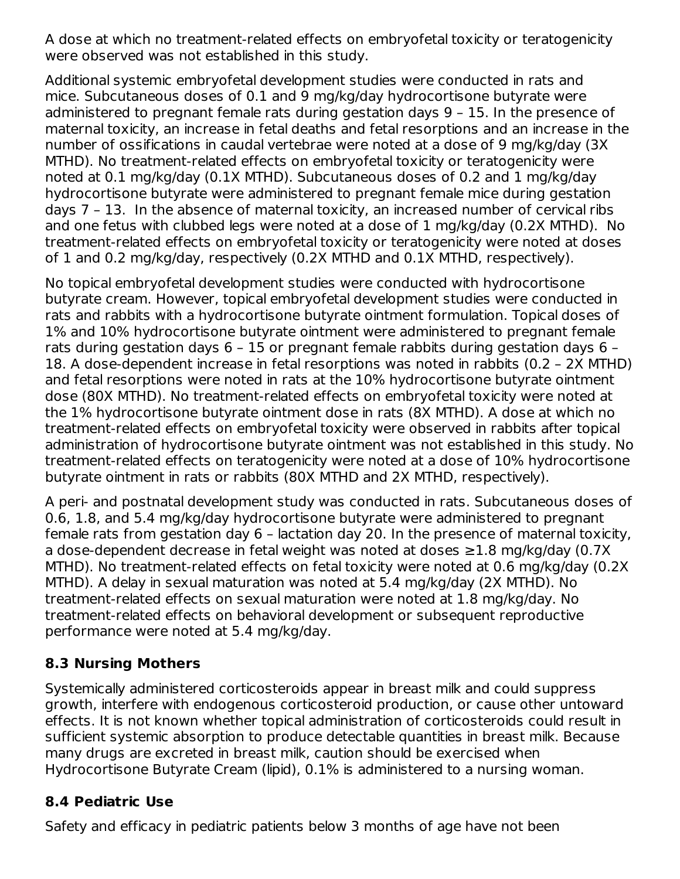A dose at which no treatment-related effects on embryofetal toxicity or teratogenicity were observed was not established in this study.

Additional systemic embryofetal development studies were conducted in rats and mice. Subcutaneous doses of 0.1 and 9 mg/kg/day hydrocortisone butyrate were administered to pregnant female rats during gestation days 9 – 15. In the presence of maternal toxicity, an increase in fetal deaths and fetal resorptions and an increase in the number of ossifications in caudal vertebrae were noted at a dose of 9 mg/kg/day (3X MTHD). No treatment-related effects on embryofetal toxicity or teratogenicity were noted at 0.1 mg/kg/day (0.1X MTHD). Subcutaneous doses of 0.2 and 1 mg/kg/day hydrocortisone butyrate were administered to pregnant female mice during gestation days 7 – 13. In the absence of maternal toxicity, an increased number of cervical ribs and one fetus with clubbed legs were noted at a dose of 1 mg/kg/day (0.2X MTHD). No treatment-related effects on embryofetal toxicity or teratogenicity were noted at doses of 1 and 0.2 mg/kg/day, respectively (0.2X MTHD and 0.1X MTHD, respectively).

No topical embryofetal development studies were conducted with hydrocortisone butyrate cream. However, topical embryofetal development studies were conducted in rats and rabbits with a hydrocortisone butyrate ointment formulation. Topical doses of 1% and 10% hydrocortisone butyrate ointment were administered to pregnant female rats during gestation days 6 – 15 or pregnant female rabbits during gestation days 6 – 18. A dose-dependent increase in fetal resorptions was noted in rabbits (0.2 – 2X MTHD) and fetal resorptions were noted in rats at the 10% hydrocortisone butyrate ointment dose (80X MTHD). No treatment-related effects on embryofetal toxicity were noted at the 1% hydrocortisone butyrate ointment dose in rats (8X MTHD). A dose at which no treatment-related effects on embryofetal toxicity were observed in rabbits after topical administration of hydrocortisone butyrate ointment was not established in this study. No treatment-related effects on teratogenicity were noted at a dose of 10% hydrocortisone butyrate ointment in rats or rabbits (80X MTHD and 2X MTHD, respectively).

A peri- and postnatal development study was conducted in rats. Subcutaneous doses of 0.6, 1.8, and 5.4 mg/kg/day hydrocortisone butyrate were administered to pregnant female rats from gestation day 6 – lactation day 20. In the presence of maternal toxicity, a dose-dependent decrease in fetal weight was noted at doses ≥1.8 mg/kg/day (0.7X MTHD). No treatment-related effects on fetal toxicity were noted at 0.6 mg/kg/day (0.2X MTHD). A delay in sexual maturation was noted at 5.4 mg/kg/day (2X MTHD). No treatment-related effects on sexual maturation were noted at 1.8 mg/kg/day. No treatment-related effects on behavioral development or subsequent reproductive performance were noted at 5.4 mg/kg/day.

### 8.3 Nursing Mothers

Systemically administered corticosteroids appear in breast milk and could suppress growth, interfere with endogenous corticosteroid production, or cause other untoward effects. It is not known whether topical administration of corticosteroids could result in sufficient systemic absorption to produce detectable quantities in breast milk. Because many drugs are excreted in breast milk, caution should be exercised when Hydrocortisone Butyrate Cream (lipid), 0.1% is administered to a nursing woman.

### 8.4 Pediatric Use

Safety and efficacy in pediatric patients below 3 months of age have not been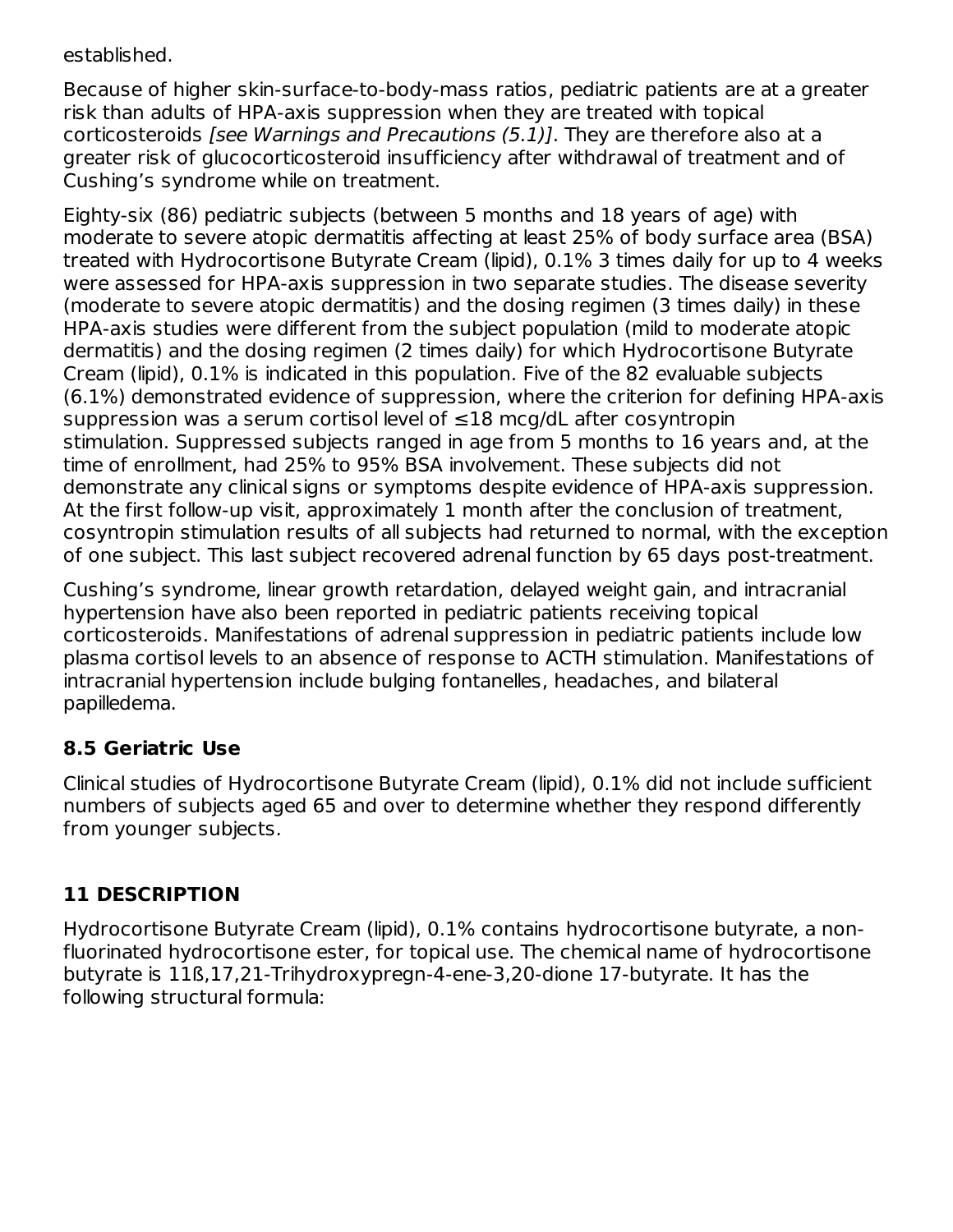established.

Because of higher skin-surface-to-body-mass ratios, pediatric patients are at a greater risk than adults of HPA-axis suppression when they are treated with topical corticosteroids *[see Warnings and Precautions (5.1)]*. They are therefore also at a greater risk of glucocorticosteroid insufficiency after withdrawal of treatment and of Cushing's syndrome while on treatment.

Eighty-six (86) pediatric subjects (between 5 months and 18 years of age) with moderate to severe atopic dermatitis affecting at least 25% of body surface area (BSA) treated with Hydrocortisone Butyrate Cream (lipid), 0.1% 3 times daily for up to 4 weeks were assessed for HPA-axis suppression in two separate studies. The disease severity (moderate to severe atopic dermatitis) and the dosing regimen (3 times daily) in these HPA-axis studies were different from the subject population (mild to moderate atopic dermatitis) and the dosing regimen (2 times daily) for which Hydrocortisone Butyrate Cream (lipid), 0.1% is indicated in this population. Five of the 82 evaluable subjects (6.1%) demonstrated evidence of suppression, where the criterion for defining HPA-axis suppression was a serum cortisol level of ≤18 mcg/dL after cosyntropin stimulation. Suppressed subjects ranged in age from 5 months to 16 years and, at the time of enrollment, had 25% to 95% BSA involvement. These subjects did not demonstrate any clinical signs or symptoms despite evidence of HPA-axis suppression. At the first follow-up visit, approximately 1 month after the conclusion of treatment, cosyntropin stimulation results of all subjects had returned to normal, with the exception of one subject. This last subject recovered adrenal function by 65 days post-treatment.

Cushing's syndrome, linear growth retardation, delayed weight gain, and intracranial hypertension have also been reported in pediatric patients receiving topical corticosteroids. Manifestations of adrenal suppression in pediatric patients include low plasma cortisol levels to an absence of response to ACTH stimulation. Manifestations of intracranial hypertension include bulging fontanelles, headaches, and bilateral papilledema.

### 8.5 Geriatric Use

Clinical studies of Hydrocortisone Butyrate Cream (lipid), 0.1% did not include sufficient numbers of subjects aged 65 and over to determine whether they respond differently from younger subjects.

## 11 DESCRIPTION

Hydrocortisone Butyrate Cream (lipid), 0.1% contains hydrocortisone butyrate, a non-fluorinated hydrocortisone ester, for topical use. The chemical name of hydrocortisone butyrate is 11ß,17,21-Trihydroxypregn-4-ene-3,20-dione 17-butyrate. It has the following structural formula: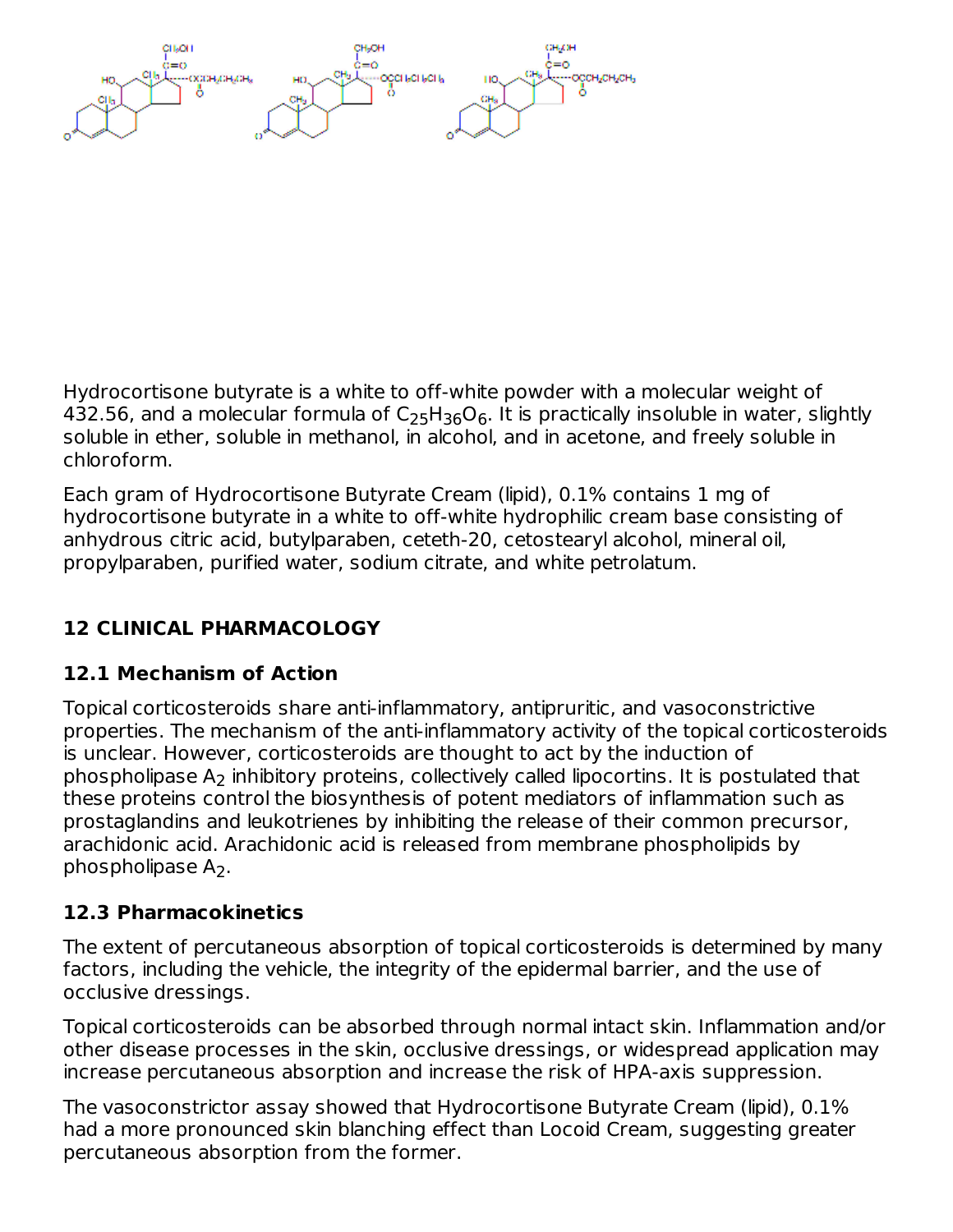Hydrocortisone butyrate is a white to off-white powder with a molecular weight of 432.56, and a molecular formula of $C_{25}H_{36}O_6$. It is practically insoluble in water, slightly soluble in ether, soluble in methanol, in alcohol, and in acetone, and freely soluble in chloroform.

Each gram of Hydrocortisone Butyrate Cream (lipid), 0.1% contains 1 mg of hydrocortisone butyrate in a white to off-white hydrophilic cream base consisting of anhydrous citric acid, butylparaben, ceteth-20, cetostearyl alcohol, mineral oil, propylparaben, purified water, sodium citrate, and white petrolatum.

## 12 CLINICAL PHARMACOLOGY

### 12.1 Mechanism of Action

Topical corticosteroids share anti-inflammatory, antipruritic, and vasoconstrictive properties. The mechanism of the anti-inflammatory activity of the topical corticosteroids is unclear. However, corticosteroids are thought to act by the induction of phospholipase $A_2$ inhibitory proteins, collectively called lipocortins. It is postulated that these proteins control the biosynthesis of potent mediators of inflammation such as prostaglandins and leukotrienes by inhibiting the release of their common precursor, arachidonic acid. Arachidonic acid is released from membrane phospholipids by phospholipase $A_2$.

### 12.3 Pharmacokinetics

The extent of percutaneous absorption of topical corticosteroids is determined by many factors, including the vehicle, the integrity of the epidermal barrier, and the use of occlusive dressings.

Topical corticosteroids can be absorbed through normal intact skin. Inflammation and/or other disease processes in the skin, occlusive dressings, or widespread application may increase percutaneous absorption and increase the risk of HPA-axis suppression.

The vasoconstrictor assay showed that Hydrocortisone Butyrate Cream (lipid), 0.1% had a more pronounced skin blanching effect than Locoid Cream, suggesting greater percutaneous absorption from the former.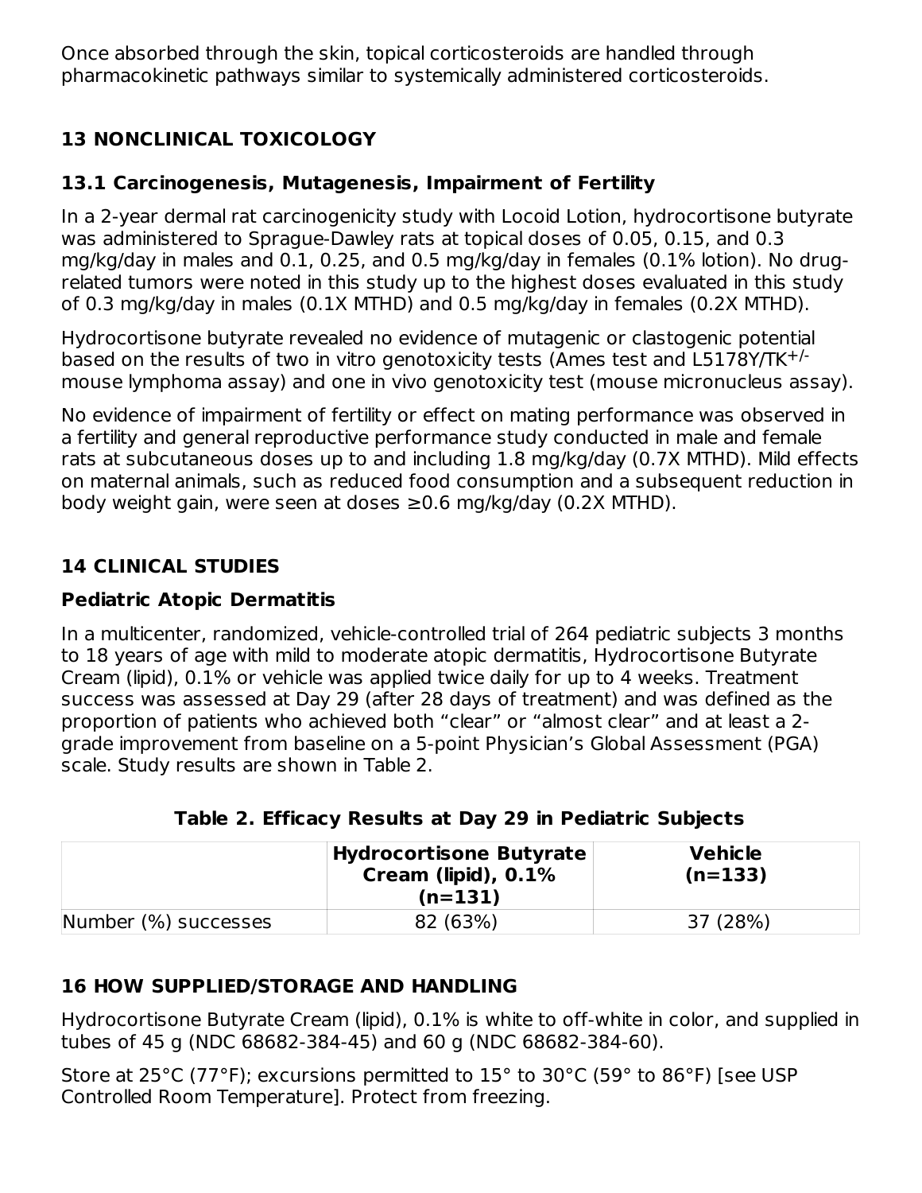Once absorbed through the skin, topical corticosteroids are handled through pharmacokinetic pathways similar to systemically administered corticosteroids.

## 13 NONCLINICAL TOXICOLOGY

### 13.1 Carcinogenesis, Mutagenesis, Impairment of Fertility

In a 2-year dermal rat carcinogenicity study with Locoid Lotion, hydrocortisone butyrate was administered to Sprague-Dawley rats at topical doses of 0.05, 0.15, and 0.3 mg/kg/day in males and 0.1, 0.25, and 0.5 mg/kg/day in females (0.1% lotion). No drug-related tumors were noted in this study up to the highest doses evaluated in this study of 0.3 mg/kg/day in males (0.1X MTHD) and 0.5 mg/kg/day in females (0.2X MTHD).

Hydrocortisone butyrate revealed no evidence of mutagenic or clastogenic potential based on the results of two in vitro genotoxicity tests (Ames test and L5178Y/TK$^{+/-}$ mouse lymphoma assay) and one in vivo genotoxicity test (mouse micronucleus assay).

No evidence of impairment of fertility or effect on mating performance was observed in a fertility and general reproductive performance study conducted in male and female rats at subcutaneous doses up to and including 1.8 mg/kg/day (0.7X MTHD). Mild effects on maternal animals, such as reduced food consumption and a subsequent reduction in body weight gain, were seen at doses ≥0.6 mg/kg/day (0.2X MTHD).

## 14 CLINICAL STUDIES

### Pediatric Atopic Dermatitis

In a multicenter, randomized, vehicle-controlled trial of 264 pediatric subjects 3 months to 18 years of age with mild to moderate atopic dermatitis, Hydrocortisone Butyrate Cream (lipid), 0.1% or vehicle was applied twice daily for up to 4 weeks. Treatment success was assessed at Day 29 (after 28 days of treatment) and was defined as the proportion of patients who achieved both “clear” or “almost clear” and at least a 2-grade improvement from baseline on a 5-point Physician’s Global Assessment (PGA) scale. Study results are shown in Table 2.

**Table 2. Efficacy Results at Day 29 in Pediatric Subjects**

| | Hydrocortisone Butyrate Cream (lipid), 0.1% (n=131) | Vehicle (n=133) |
|---|---|---|
| Number (%) successes | 82 (63%) | 37 (28%) |

## 16 HOW SUPPLIED/STORAGE AND HANDLING

Hydrocortisone Butyrate Cream (lipid), 0.1% is white to off-white in color, and supplied in tubes of 45 g (NDC 68682-384-45) and 60 g (NDC 68682-384-60).

Store at 25°C (77°F); excursions permitted to 15° to 30°C (59° to 86°F) [see USP Controlled Room Temperature]. Protect from freezing.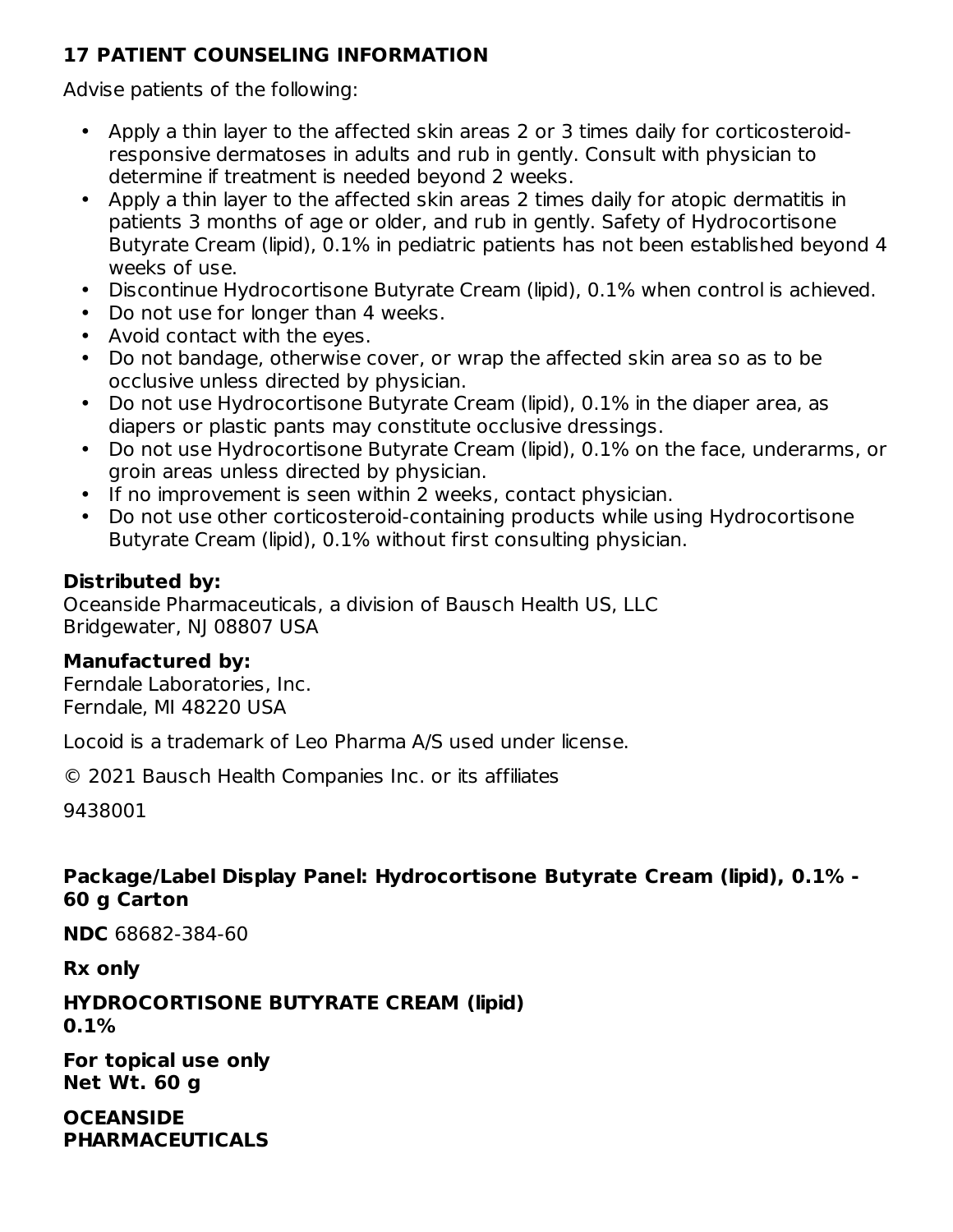## 17 PATIENT COUNSELING INFORMATION

Advise patients of the following:

- Apply a thin layer to the affected skin areas 2 or 3 times daily for corticosteroid-responsive dermatoses in adults and rub in gently. Consult with physician to determine if treatment is needed beyond 2 weeks.
- Apply a thin layer to the affected skin areas 2 times daily for atopic dermatitis in patients 3 months of age or older, and rub in gently. Safety of Hydrocortisone Butyrate Cream (lipid), 0.1% in pediatric patients has not been established beyond 4 weeks of use.
- Discontinue Hydrocortisone Butyrate Cream (lipid), 0.1% when control is achieved.
- Do not use for longer than 4 weeks.
- Avoid contact with the eyes.
- Do not bandage, otherwise cover, or wrap the affected skin area so as to be occlusive unless directed by physician.
- Do not use Hydrocortisone Butyrate Cream (lipid), 0.1% in the diaper area, as diapers or plastic pants may constitute occlusive dressings.
- Do not use Hydrocortisone Butyrate Cream (lipid), 0.1% on the face, underarms, or groin areas unless directed by physician.
- If no improvement is seen within 2 weeks, contact physician.
- Do not use other corticosteroid-containing products while using Hydrocortisone Butyrate Cream (lipid), 0.1% without first consulting physician.

**Distributed by:**
Oceanside Pharmaceuticals, a division of Bausch Health US, LLC
Bridgewater, NJ 08807 USA

**Manufactured by:**
Ferndale Laboratories, Inc.
Ferndale, MI 48220 USA

Locoid is a trademark of Leo Pharma A/S used under license.

© 2021 Bausch Health Companies Inc. or its affiliates

9438001

**Package/Label Display Panel: Hydrocortisone Butyrate Cream (lipid), 0.1% - 60 g Carton**

**NDC** 68682-384-60

**Rx only**

**HYDROCORTISONE BUTYRATE CREAM (lipid)**
**0.1%**

**For topical use only**
**Net Wt. 60 g**

**OCEANSIDE**
**PHARMACEUTICALS**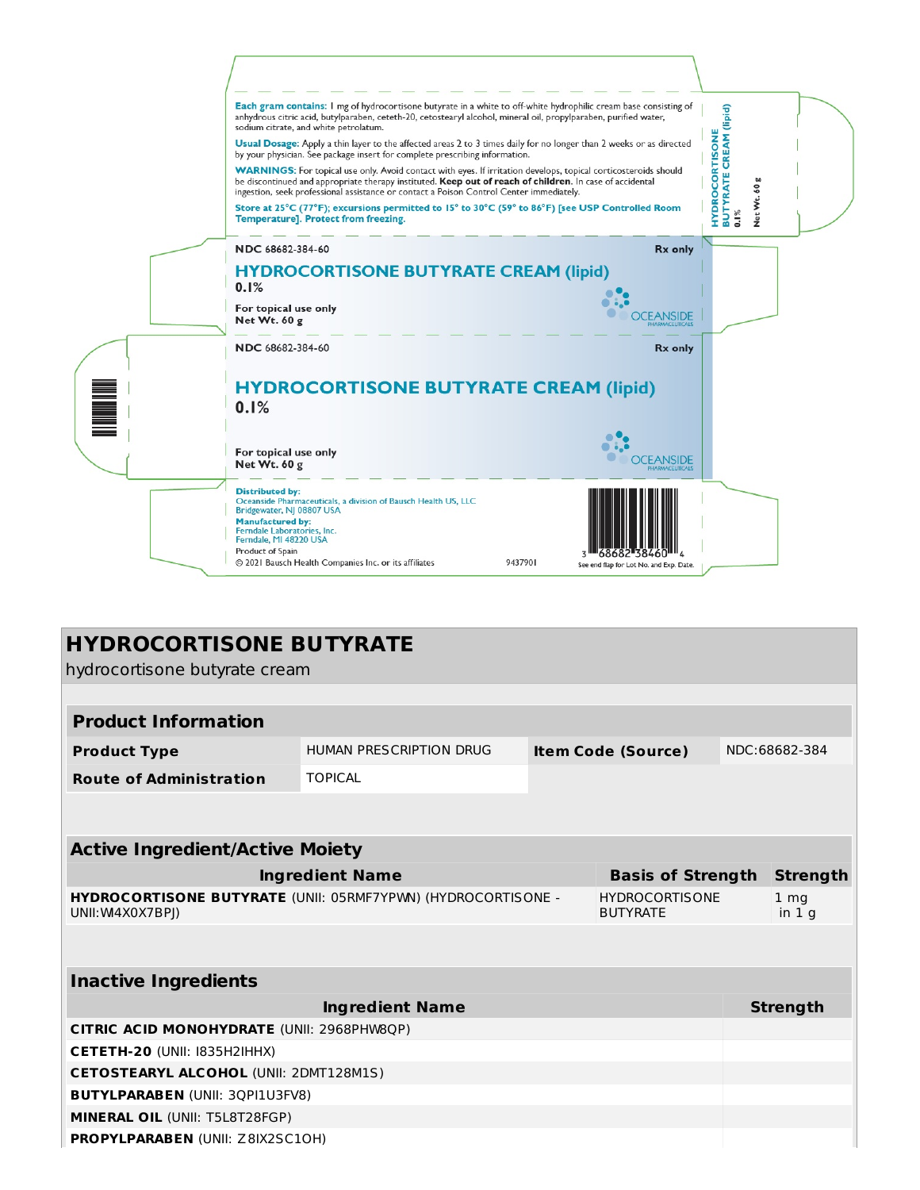Each gram contains: 1 mg of hydrocortisone butyrate in a white to off-white hydrophilic cream base consisting of anhydrous citric acid, butylparaben, ceteth-20, cetostearyl alcohol, mineral oil, propylparaben, purified water, sodium citrate, and white petrolatum.

Usual Dosage: Apply a thin layer to the affected areas 2 to 3 times daily for no longer than 2 weeks or as directed by your physician. See package insert for complete prescribing information.

WARNINGS: For topical use only. Avoid contact with eyes. If irritation develops, topical corticosteroids should be discontinued and appropriate therapy instituted. **Keep out of reach of children.** In case of accidental ingestion, seek professional assistance or contact a Poison Control Center immediately.

Store at 25°C (77°F); excursions permitted to 15° to 30°C (59° to 86°F) [see USP Controlled Room Temperature]. Protect from freezing.

HYDROCORTISONE BUTYRATE CREAM (lipid) 0.1% Net Wt. 60 g

NDC 68682-384-60 **Rx only**

**HYDROCORTISONE BUTYRATE CREAM (lipid)**
**0.1%**

**For topical use only**
**Net Wt. 60 g**

OCEANSIDE PHARMACEUTICALS

NDC 68682-384-60 **Rx only**

**HYDROCORTISONE BUTYRATE CREAM (lipid)**
**0.1%**

**For topical use only**
**Net Wt. 60 g**

OCEANSIDE PHARMACEUTICALS

**Distributed by:**
Oceanside Pharmaceuticals, a division of Bausch Health US, LLC
Bridgewater, NJ 08807 USA
**Manufactured by:**
Ferndale Laboratories, Inc.
Ferndale, MI 48220 USA
Product of Spain
© 2021 Bausch Health Companies Inc. or its affiliates 9437901

3 68682 38460 4
See end flap for Lot No. and Exp. Date.

# HYDROCORTISONE BUTYRATE

hydrocortisone butyrate cream

| **Product Information** | | | |
|---|---|---|---|
| **Product Type** | HUMAN PRESCRIPTION DRUG | **Item Code (Source)** | NDC:68682-384 |
| **Route of Administration** | TOPICAL | | |

| **Active Ingredient/Active Moiety** | | |
|---|---|---|
| **Ingredient Name** | **Basis of Strength** | **Strength** |
| **HYDROCORTISONE BUTYRATE** (UNII: 05RMF7YPWN) (HYDROCORTISONE - UNII:W4X0X7BPJ) | HYDROCORTISONE BUTYRATE | 1 mg in 1 g |

| **Inactive Ingredients** | |
|---|---|
| **Ingredient Name** | **Strength** |
| **CITRIC ACID MONOHYDRATE** (UNII: 2968PHW8QP) | |
| **CETETH-20** (UNII: I835H2IHHX) | |
| **CETOSTEARYL ALCOHOL** (UNII: 2DMT128M1S) | |
| **BUTYLPARABEN** (UNII: 3QPI1U3FV8) | |
| **MINERAL OIL** (UNII: T5L8T28FGP) | |
| **PROPYLPARABEN** (UNII: Z8IX2SC1OH) | |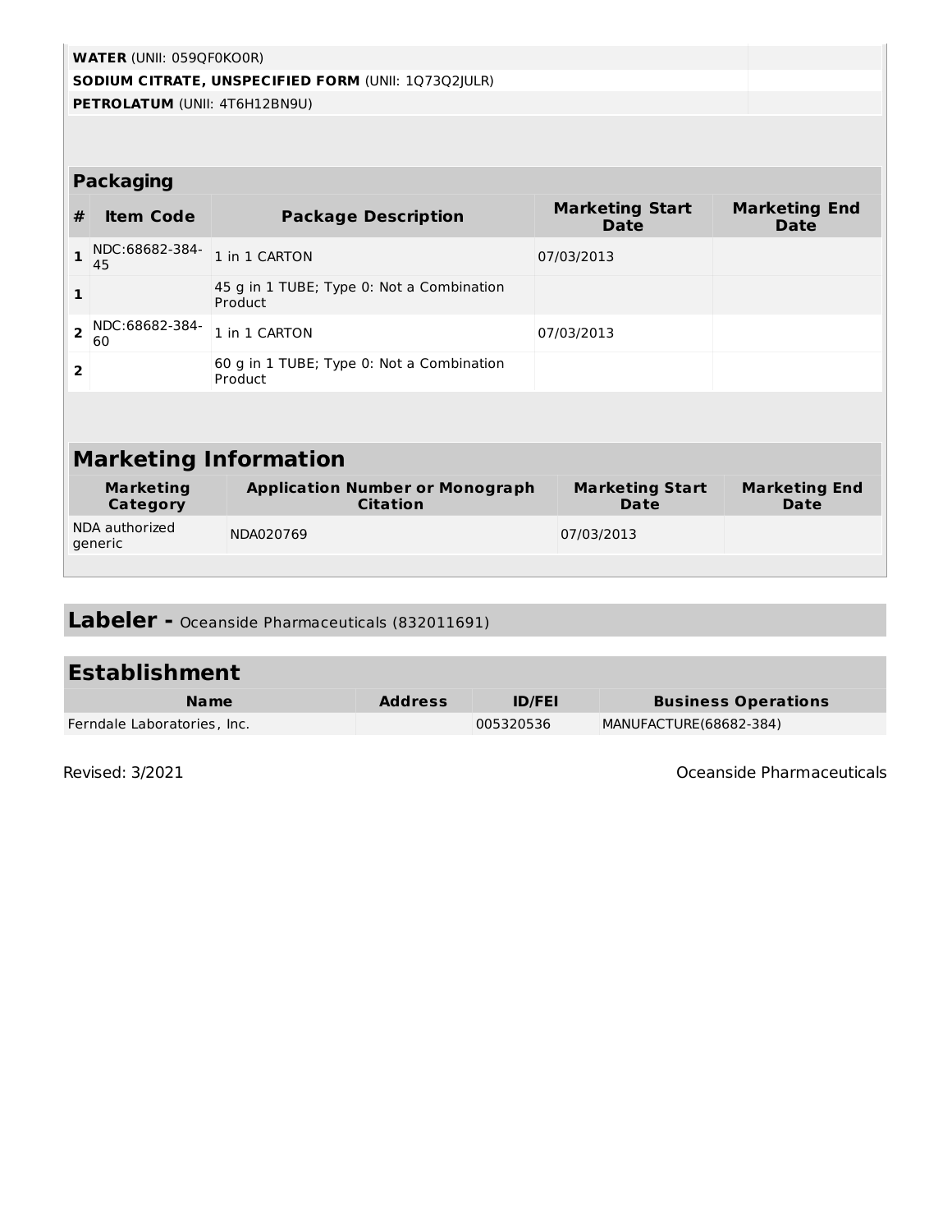| | |
|---|---|
| **WATER** (UNII: 059QF0KO0R) | |
| **SODIUM CITRATE, UNSPECIFIED FORM** (UNII: 1Q73Q2JULR) | |
| **PETROLATUM** (UNII: 4T6H12BN9U) | |

## Packaging

| # | Item Code | Package Description | Marketing Start Date | Marketing End Date |
|---|---|---|---|---|
| 1 | NDC:68682-384-45 | 1 in 1 CARTON | 07/03/2013 | |
| 1 | | 45 g in 1 TUBE; Type 0: Not a Combination Product | | |
| 2 | NDC:68682-384-60 | 1 in 1 CARTON | 07/03/2013 | |
| 2 | | 60 g in 1 TUBE; Type 0: Not a Combination Product | | |

## Marketing Information

| Marketing Category | Application Number or Monograph Citation | Marketing Start Date | Marketing End Date |
|---|---|---|---|
| NDA authorized generic | NDA020769 | 07/03/2013 | |

## Labeler - Oceanside Pharmaceuticals (832011691)

## Establishment

| Name | Address | ID/FEI | Business Operations |
|---|---|---|---|
| Ferndale Laboratories, Inc. | | 005320536 | MANUFACTURE(68682-384) |

Revised: 3/2021 Oceanside Pharmaceuticals